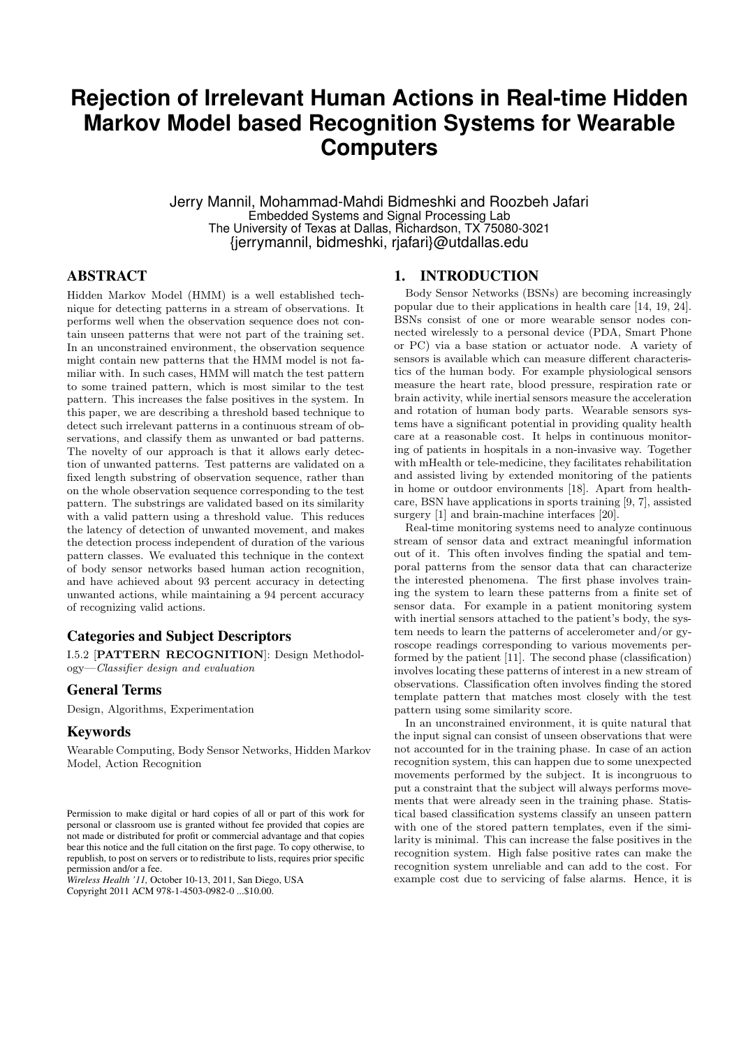# Rejection of Irrelevant Human Actions in Real-time Hidden Markov Model based Recognition Systems for Wearable Computers

Jerry Mannil, Mohammad-Mahdi Bidmeshki and Roozbeh Jafari
Embedded Systems and Signal Processing Lab
The University of Texas at Dallas, Richardson, TX 75080-3021
{jerrymannil, bidmeshki, rjafari}@utdallas.edu

## ABSTRACT

Hidden Markov Model (HMM) is a well established technique for detecting patterns in a stream of observations. It performs well when the observation sequence does not contain unseen patterns that were not part of the training set. In an unconstrained environment, the observation sequence might contain new patterns that the HMM model is not familiar with. In such cases, HMM will match the test pattern to some trained pattern, which is most similar to the test pattern. This increases the false positives in the system. In this paper, we are describing a threshold based technique to detect such irrelevant patterns in a continuous stream of observations, and classify them as unwanted or bad patterns. The novelty of our approach is that it allows early detection of unwanted patterns. Test patterns are validated on a fixed length substring of observation sequence, rather than on the whole observation sequence corresponding to the test pattern. The substrings are validated based on its similarity with a valid pattern using a threshold value. This reduces the latency of detection of unwanted movement, and makes the detection process independent of duration of the various pattern classes. We evaluated this technique in the context of body sensor networks based human action recognition, and have achieved about 93 percent accuracy in detecting unwanted actions, while maintaining a 94 percent accuracy of recognizing valid actions.

### Categories and Subject Descriptors

I.5.2 [**PATTERN RECOGNITION**]: Design Methodology—*Classifier design and evaluation*

### General Terms

Design, Algorithms, Experimentation

### Keywords

Wearable Computing, Body Sensor Networks, Hidden Markov Model, Action Recognition

Permission to make digital or hard copies of all or part of this work for personal or classroom use is granted without fee provided that copies are not made or distributed for profit or commercial advantage and that copies bear this notice and the full citation on the first page. To copy otherwise, to republish, to post on servers or to redistribute to lists, requires prior specific permission and/or a fee.
*Wireless Health '11,* October 10-13, 2011, San Diego, USA
Copyright 2011 ACM 978-1-4503-0982-0 ...$10.00.

## 1. INTRODUCTION

Body Sensor Networks (BSNs) are becoming increasingly popular due to their applications in health care [14, 19, 24]. BSNs consist of one or more wearable sensor nodes connected wirelessly to a personal device (PDA, Smart Phone or PC) via a base station or actuator node. A variety of sensors is available which can measure different characteristics of the human body. For example physiological sensors measure the heart rate, blood pressure, respiration rate or brain activity, while inertial sensors measure the acceleration and rotation of human body parts. Wearable sensors systems have a significant potential in providing quality health care at a reasonable cost. It helps in continuous monitoring of patients in hospitals in a non-invasive way. Together with mHealth or tele-medicine, they facilitates rehabilitation and assisted living by extended monitoring of the patients in home or outdoor environments [18]. Apart from healthcare, BSN have applications in sports training [9, 7], assisted surgery [1] and brain-machine interfaces [20].

Real-time monitoring systems need to analyze continuous stream of sensor data and extract meaningful information out of it. This often involves finding the spatial and temporal patterns from the sensor data that can characterize the interested phenomena. The first phase involves training the system to learn these patterns from a finite set of sensor data. For example in a patient monitoring system with inertial sensors attached to the patient's body, the system needs to learn the patterns of accelerometer and/or gyroscope readings corresponding to various movements performed by the patient [11]. The second phase (classification) involves locating these patterns of interest in a new stream of observations. Classification often involves finding the stored template pattern that matches most closely with the test pattern using some similarity score.

In an unconstrained environment, it is quite natural that the input signal can consist of unseen observations that were not accounted for in the training phase. In case of an action recognition system, this can happen due to some unexpected movements performed by the subject. It is incongruous to put a constraint that the subject will always performs movements that were already seen in the training phase. Statistical based classification systems classify an unseen pattern with one of the stored pattern templates, even if the similarity is minimal. This can increase the false positives in the recognition system. High false positive rates can make the recognition system unreliable and can add to the cost. For example cost due to servicing of false alarms. Hence, it is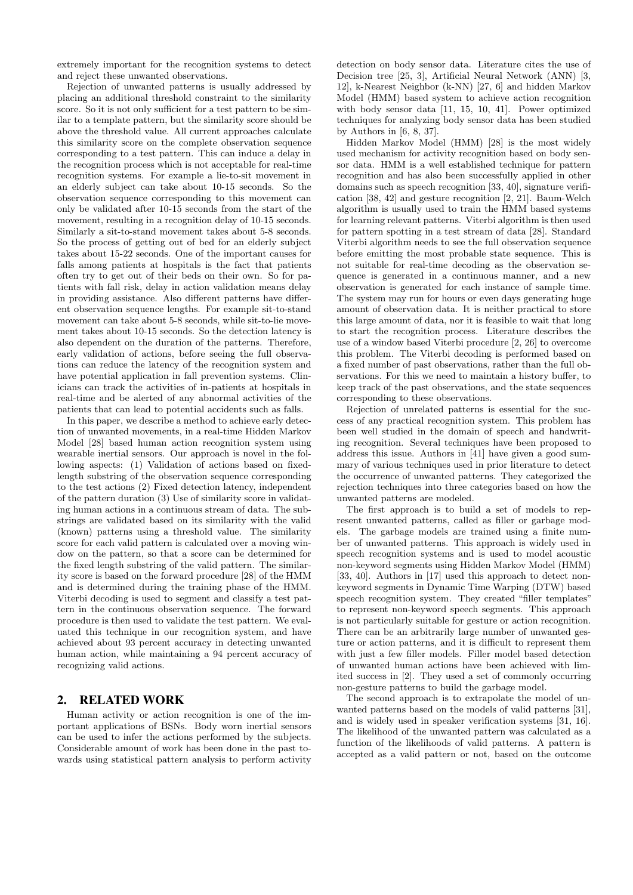extremely important for the recognition systems to detect and reject these unwanted observations.

Rejection of unwanted patterns is usually addressed by placing an additional threshold constraint to the similarity score. So it is not only sufficient for a test pattern to be similar to a template pattern, but the similarity score should be above the threshold value. All current approaches calculate this similarity score on the complete observation sequence corresponding to a test pattern. This can induce a delay in the recognition process which is not acceptable for real-time recognition systems. For example a lie-to-sit movement in an elderly subject can take about 10-15 seconds. So the observation sequence corresponding to this movement can only be validated after 10-15 seconds from the start of the movement, resulting in a recognition delay of 10-15 seconds. Similarly a sit-to-stand movement takes about 5-8 seconds. So the process of getting out of bed for an elderly subject takes about 15-22 seconds. One of the important causes for falls among patients at hospitals is the fact that patients often try to get out of their beds on their own. So for patients with fall risk, delay in action validation means delay in providing assistance. Also different patterns have different observation sequence lengths. For example sit-to-stand movement can take about 5-8 seconds, while sit-to-lie movement takes about 10-15 seconds. So the detection latency is also dependent on the duration of the patterns. Therefore, early validation of actions, before seeing the full observations can reduce the latency of the recognition system and have potential application in fall prevention systems. Clinicians can track the activities of in-patients at hospitals in real-time and be alerted of any abnormal activities of the patients that can lead to potential accidents such as falls.

In this paper, we describe a method to achieve early detection of unwanted movements, in a real-time Hidden Markov Model [28] based human action recognition system using wearable inertial sensors. Our approach is novel in the following aspects: (1) Validation of actions based on fixed-length substring of the observation sequence corresponding to the test actions (2) Fixed detection latency, independent of the pattern duration (3) Use of similarity score in validating human actions in a continuous stream of data. The substrings are validated based on its similarity with the valid (known) patterns using a threshold value. The similarity score for each valid pattern is calculated over a moving window on the pattern, so that a score can be determined for the fixed length substring of the valid pattern. The similarity score is based on the forward procedure [28] of the HMM and is determined during the training phase of the HMM. Viterbi decoding is used to segment and classify a test pattern in the continuous observation sequence. The forward procedure is then used to validate the test pattern. We evaluated this technique in our recognition system, and have achieved about 93 percent accuracy in detecting unwanted human action, while maintaining a 94 percent accuracy of recognizing valid actions.

## 2. RELATED WORK

Human activity or action recognition is one of the important applications of BSNs. Body worn inertial sensors can be used to infer the actions performed by the subjects. Considerable amount of work has been done in the past towards using statistical pattern analysis to perform activity detection on body sensor data. Literature cites the use of Decision tree [25, 3], Artificial Neural Network (ANN) [3, 12], k-Nearest Neighbor (k-NN) [27, 6] and hidden Markov Model (HMM) based system to achieve action recognition with body sensor data [11, 15, 10, 41]. Power optimized techniques for analyzing body sensor data has been studied by Authors in [6, 8, 37].

Hidden Markov Model (HMM) [28] is the most widely used mechanism for activity recognition based on body sensor data. HMM is a well established technique for pattern recognition and has also been successfully applied in other domains such as speech recognition [33, 40], signature verification [38, 42] and gesture recognition [2, 21]. Baum-Welch algorithm is usually used to train the HMM based systems for learning relevant patterns. Viterbi algorithm is then used for pattern spotting in a test stream of data [28]. Standard Viterbi algorithm needs to see the full observation sequence before emitting the most probable state sequence. This is not suitable for real-time decoding as the observation sequence is generated in a continuous manner, and a new observation is generated for each instance of sample time. The system may run for hours or even days generating huge amount of observation data. It is neither practical to store this large amount of data, nor it is feasible to wait that long to start the recognition process. Literature describes the use of a window based Viterbi procedure [2, 26] to overcome this problem. The Viterbi decoding is performed based on a fixed number of past observations, rather than the full observations. For this we need to maintain a history buffer, to keep track of the past observations, and the state sequences corresponding to these observations.

Rejection of unrelated patterns is essential for the success of any practical recognition system. This problem has been well studied in the domain of speech and handwriting recognition. Several techniques have been proposed to address this issue. Authors in [41] have given a good summary of various techniques used in prior literature to detect the occurrence of unwanted patterns. They categorized the rejection techniques into three categories based on how the unwanted patterns are modeled.

The first approach is to build a set of models to represent unwanted patterns, called as filler or garbage models. The garbage models are trained using a finite number of unwanted patterns. This approach is widely used in speech recognition systems and is used to model acoustic non-keyword segments using Hidden Markov Model (HMM) [33, 40]. Authors in [17] used this approach to detect non-keyword segments in Dynamic Time Warping (DTW) based speech recognition system. They created "filler templates" to represent non-keyword speech segments. This approach is not particularly suitable for gesture or action recognition. There can be an arbitrarily large number of unwanted gesture or action patterns, and it is difficult to represent them with just a few filler models. Filler model based detection of unwanted human actions have been achieved with limited success in [2]. They used a set of commonly occurring non-gesture patterns to build the garbage model.

The second approach is to extrapolate the model of unwanted patterns based on the models of valid patterns [31], and is widely used in speaker verification systems [31, 16]. The likelihood of the unwanted pattern was calculated as a function of the likelihoods of valid patterns. A pattern is accepted as a valid pattern or not, based on the outcome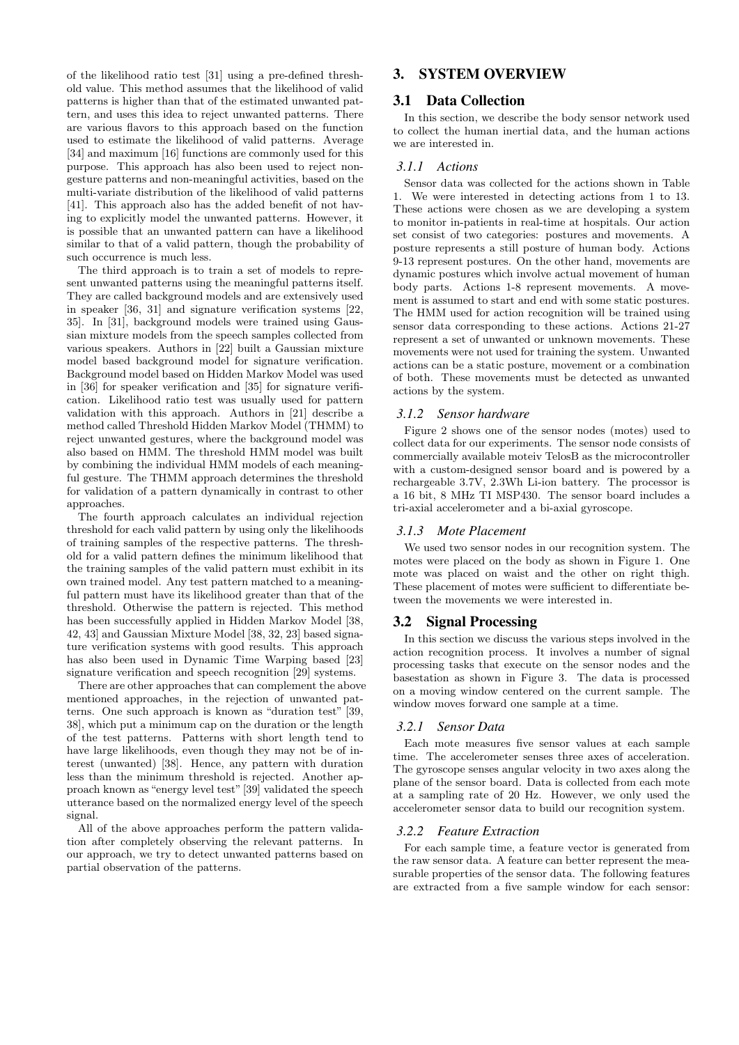of the likelihood ratio test [31] using a pre-defined threshold value. This method assumes that the likelihood of valid patterns is higher than that of the estimated unwanted pattern, and uses this idea to reject unwanted patterns. There are various flavors to this approach based on the function used to estimate the likelihood of valid patterns. Average [34] and maximum [16] functions are commonly used for this purpose. This approach has also been used to reject nongesture patterns and non-meaningful activities, based on the multi-variate distribution of the likelihood of valid patterns [41]. This approach also has the added benefit of not having to explicitly model the unwanted patterns. However, it is possible that an unwanted pattern can have a likelihood similar to that of a valid pattern, though the probability of such occurrence is much less.

The third approach is to train a set of models to represent unwanted patterns using the meaningful patterns itself. They are called background models and are extensively used in speaker [36, 31] and signature verification systems [22, 35]. In [31], background models were trained using Gaussian mixture models from the speech samples collected from various speakers. Authors in [22] built a Gaussian mixture model based background model for signature verification. Background model based on Hidden Markov Model was used in [36] for speaker verification and [35] for signature verification. Likelihood ratio test was usually used for pattern validation with this approach. Authors in [21] describe a method called Threshold Hidden Markov Model (THMM) to reject unwanted gestures, where the background model was also based on HMM. The threshold HMM model was built by combining the individual HMM models of each meaningful gesture. The THMM approach determines the threshold for validation of a pattern dynamically in contrast to other approaches.

The fourth approach calculates an individual rejection threshold for each valid pattern by using only the likelihoods of training samples of the respective patterns. The threshold for a valid pattern defines the minimum likelihood that the training samples of the valid pattern must exhibit in its own trained model. Any test pattern matched to a meaningful pattern must have its likelihood greater than that of the threshold. Otherwise the pattern is rejected. This method has been successfully applied in Hidden Markov Model [38, 42, 43] and Gaussian Mixture Model [38, 32, 23] based signature verification systems with good results. This approach has also been used in Dynamic Time Warping based [23] signature verification and speech recognition [29] systems.

There are other approaches that can complement the above mentioned approaches, in the rejection of unwanted patterns. One such approach is known as "duration test" [39, 38], which put a minimum cap on the duration or the length of the test patterns. Patterns with short length tend to have large likelihoods, even though they may not be of interest (unwanted) [38]. Hence, any pattern with duration less than the minimum threshold is rejected. Another approach known as "energy level test" [39] validated the speech utterance based on the normalized energy level of the speech signal.

All of the above approaches perform the pattern validation after completely observing the relevant patterns. In our approach, we try to detect unwanted patterns based on partial observation of the patterns.

# 3. SYSTEM OVERVIEW

## 3.1 Data Collection

In this section, we describe the body sensor network used to collect the human inertial data, and the human actions we are interested in.

### *3.1.1 Actions*

Sensor data was collected for the actions shown in Table 1. We were interested in detecting actions from 1 to 13. These actions were chosen as we are developing a system to monitor in-patients in real-time at hospitals. Our action set consist of two categories: postures and movements. A posture represents a still posture of human body. Actions 9-13 represent postures. On the other hand, movements are dynamic postures which involve actual movement of human body parts. Actions 1-8 represent movements. A movement is assumed to start and end with some static postures. The HMM used for action recognition will be trained using sensor data corresponding to these actions. Actions 21-27 represent a set of unwanted or unknown movements. These movements were not used for training the system. Unwanted actions can be a static posture, movement or a combination of both. These movements must be detected as unwanted actions by the system.

### *3.1.2 Sensor hardware*

Figure 2 shows one of the sensor nodes (motes) used to collect data for our experiments. The sensor node consists of commercially available moteiv TelosB as the microcontroller with a custom-designed sensor board and is powered by a rechargeable 3.7V, 2.3Wh Li-ion battery. The processor is a 16 bit, 8 MHz TI MSP430. The sensor board includes a tri-axial accelerometer and a bi-axial gyroscope.

### *3.1.3 Mote Placement*

We used two sensor nodes in our recognition system. The motes were placed on the body as shown in Figure 1. One mote was placed on waist and the other on right thigh. These placement of motes were sufficient to differentiate between the movements we were interested in.

## 3.2 Signal Processing

In this section we discuss the various steps involved in the action recognition process. It involves a number of signal processing tasks that execute on the sensor nodes and the basestation as shown in Figure 3. The data is processed on a moving window centered on the current sample. The window moves forward one sample at a time.

### *3.2.1 Sensor Data*

Each mote measures five sensor values at each sample time. The accelerometer senses three axes of acceleration. The gyroscope senses angular velocity in two axes along the plane of the sensor board. Data is collected from each mote at a sampling rate of 20 Hz. However, we only used the accelerometer sensor data to build our recognition system.

### *3.2.2 Feature Extraction*

For each sample time, a feature vector is generated from the raw sensor data. A feature can better represent the measurable properties of the sensor data. The following features are extracted from a five sample window for each sensor: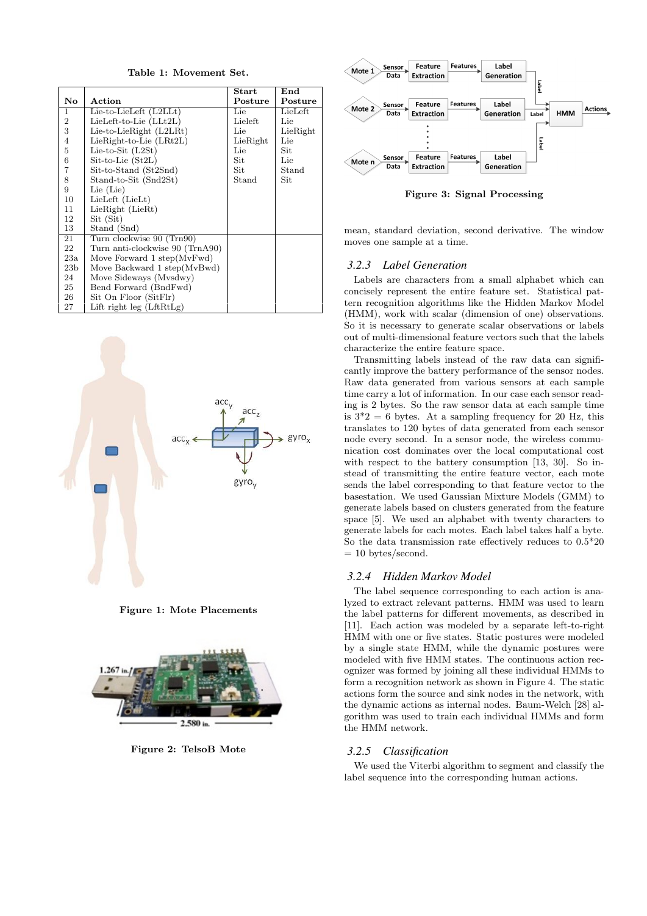**Table 1: Movement Set.**

| No | Action | Start Posture | End Posture |
|---|---|---|---|
| 1 | Lie-to-LieLeft (L2LLt) | Lie | LieLeft |
| 2 | LieLeft-to-Lie (LLt2L) | Lieleft | Lie |
| 3 | Lie-to-LieRight (L2LRt) | Lie | LieRight |
| 4 | LieRight-to-Lie (LRt2L) | LieRight | Lie |
| 5 | Lie-to-Sit (L2St) | Lie | Sit |
| 6 | Sit-to-Lie (St2L) | Sit | Lie |
| 7 | Sit-to-Stand (St2Snd) | Sit | Stand |
| 8 | Stand-to-Sit (Snd2St) | Stand | Sit |
| 9 | Lie (Lie) | | |
| 10 | LieLeft (LieLt) | | |
| 11 | LieRight (LieRt) | | |
| 12 | Sit (Sit) | | |
| 13 | Stand (Snd) | | |
| 21 | Turn clockwise 90 (Trn90) | | |
| 22 | Turn anti-clockwise 90 (TrnA90) | | |
| 23a | Move Forward 1 step(MvFwd) | | |
| 23b | Move Backward 1 step(MvBwd) | | |
| 24 | Move Sideways (Mvsdwy) | | |
| 25 | Bend Forward (BndFwd) | | |
| 26 | Sit On Floor (SitFlr) | | |
| 27 | Lift right leg (LftRtLg) | | |

**Figure 1: Mote Placements**

**Figure 2: TelsoB Mote**

**Figure 3: Signal Processing**

mean, standard deviation, second derivative. The window moves one sample at a time.

### 3.2.3 *Label Generation*

Labels are characters from a small alphabet which can concisely represent the entire feature set. Statistical pattern recognition algorithms like the Hidden Markov Model (HMM), work with scalar (dimension of one) observations. So it is necessary to generate scalar observations or labels out of multi-dimensional feature vectors such that the labels characterize the entire feature space.

Transmitting labels instead of the raw data can significantly improve the battery performance of the sensor nodes. Raw data generated from various sensors at each sample time carry a lot of information. In our case each sensor reading is 2 bytes. So the raw sensor data at each sample time is 3*2 = 6 bytes. At a sampling frequency for 20 Hz, this translates to 120 bytes of data generated from each sensor node every second. In a sensor node, the wireless communication cost dominates over the local computational cost with respect to the battery consumption [13, 30]. So instead of transmitting the entire feature vector, each mote sends the label corresponding to that feature vector to the basestation. We used Gaussian Mixture Models (GMM) to generate labels based on clusters generated from the feature space [5]. We used an alphabet with twenty characters to generate labels for each motes. Each label takes half a byte. So the data transmission rate effectively reduces to 0.5*20 = 10 bytes/second.

### 3.2.4 *Hidden Markov Model*

The label sequence corresponding to each action is analyzed to extract relevant patterns. HMM was used to learn the label patterns for different movements, as described in [11]. Each action was modeled by a separate left-to-right HMM with one or five states. Static postures were modeled by a single state HMM, while the dynamic postures were modeled with five HMM states. The continuous action recognizer was formed by joining all these individual HMMs to form a recognition network as shown in Figure 4. The static actions form the source and sink nodes in the network, with the dynamic actions as internal nodes. Baum-Welch [28] algorithm was used to train each individual HMMs and form the HMM network.

### 3.2.5 *Classification*

We used the Viterbi algorithm to segment and classify the label sequence into the corresponding human actions.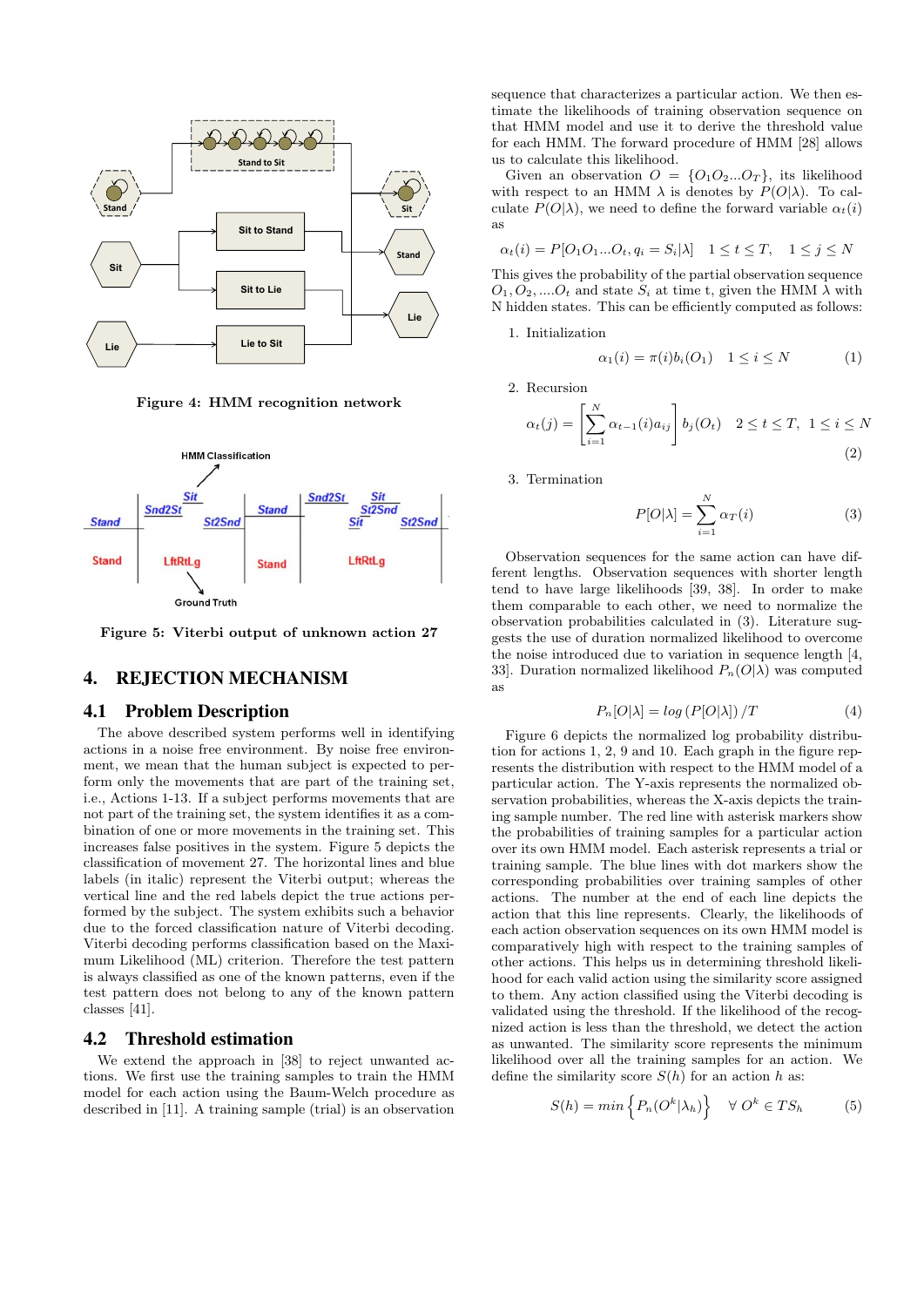Figure 4: HMM recognition network

Figure 5: Viterbi output of unknown action 27

## 4. REJECTION MECHANISM

### 4.1 Problem Description

The above described system performs well in identifying actions in a noise free environment. By noise free environment, we mean that the human subject is expected to perform only the movements that are part of the training set, i.e., Actions 1-13. If a subject performs movements that are not part of the training set, the system identifies it as a combination of one or more movements in the training set. This increases false positives in the system. Figure 5 depicts the classification of movement 27. The horizontal lines and blue labels (in italic) represent the Viterbi output; whereas the vertical line and the red labels depict the true actions performed by the subject. The system exhibits such a behavior due to the forced classification nature of Viterbi decoding. Viterbi decoding performs classification based on the Maximum Likelihood (ML) criterion. Therefore the test pattern is always classified as one of the known patterns, even if the test pattern does not belong to any of the known pattern classes [41].

### 4.2 Threshold estimation

We extend the approach in [38] to reject unwanted actions. We first use the training samples to train the HMM model for each action using the Baum-Welch procedure as described in [11]. A training sample (trial) is an observation sequence that characterizes a particular action. We then estimate the likelihoods of training observation sequence on that HMM model and use it to derive the threshold value for each HMM. The forward procedure of HMM [28] allows us to calculate this likelihood.

Given an observation $O = \{O_1 O_2 ... O_T\}$, its likelihood with respect to an HMM $\lambda$ is denotes by $P(O|\lambda)$. To calculate $P(O|\lambda)$, we need to define the forward variable $\alpha_t(i)$ as

$$\alpha_t(i) = P[O_1 O_1 ... O_t, q_i = S_i|\lambda] \quad 1 \leq t \leq T, \quad 1 \leq j \leq N$$

This gives the probability of the partial observation sequence $O_1, O_2, ....O_t$ and state $S_i$ at time t, given the HMM $\lambda$ with N hidden states. This can be efficiently computed as follows:

1. Initialization

$$\alpha_1(i) = \pi(i) b_i(O_1) \quad 1 \leq i \leq N \tag{1}$$

2. Recursion

$$\alpha_t(j) = \left[\sum_{i=1}^{N} \alpha_{t-1}(i) a_{ij}\right] b_j(O_t) \quad 2 \leq t \leq T, \; 1 \leq i \leq N \tag{2}$$

3. Termination

$$P[O|\lambda] = \sum_{i=1}^{N} \alpha_T(i) \tag{3}$$

Observation sequences for the same action can have different lengths. Observation sequences with shorter length tend to have large likelihoods [39, 38]. In order to make them comparable to each other, we need to normalize the observation probabilities calculated in (3). Literature suggests the use of duration normalized likelihood to overcome the noise introduced due to variation in sequence length [4, 33]. Duration normalized likelihood $P_n(O|\lambda)$ was computed as

$$P_n[O|\lambda] = log\left(P[O|\lambda]\right)/T \tag{4}$$

Figure 6 depicts the normalized log probability distribution for actions 1, 2, 9 and 10. Each graph in the figure represents the distribution with respect to the HMM model of a particular action. The Y-axis represents the normalized observation probabilities, whereas the X-axis depicts the training sample number. The red line with asterisk markers show the probabilities of training samples for a particular action over its own HMM model. Each asterisk represents a trial or training sample. The blue lines with dot markers show the corresponding probabilities over training samples of other actions. The number at the end of each line depicts the action that this line represents. Clearly, the likelihoods of each action observation sequences on its own HMM model is comparatively high with respect to the training samples of other actions. This helps us in determining threshold likelihood for each valid action using the similarity score assigned to them. Any action classified using the Viterbi decoding is validated using the threshold. If the likelihood of the recognized action is less than the threshold, we detect the action as unwanted. The similarity score represents the minimum likelihood over all the training samples for an action. We define the similarity score $S(h)$ for an action $h$ as:

$$S(h) = min\left\{P_n(O^k|\lambda_h)\right\} \quad \forall\, O^k \in TS_h \tag{5}$$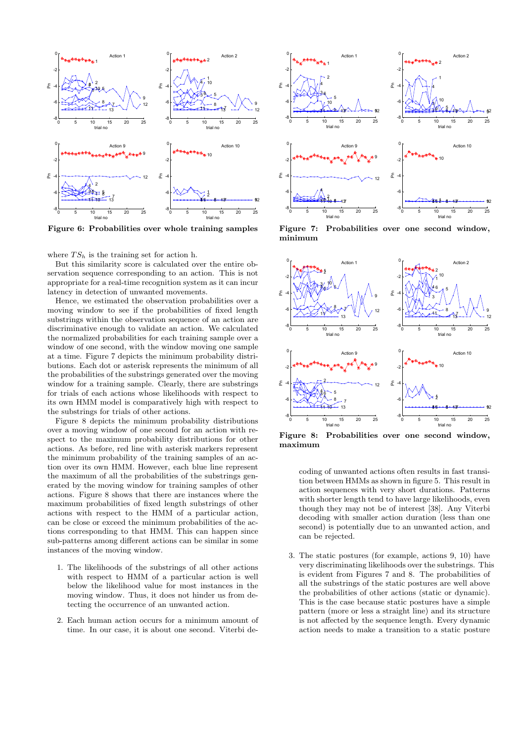Action 1

Action 2

Action 9

Action 10

Pn

trial no

**Figure 6: Probabilities over whole training samples**

Action 1

Action 2

Action 9

Action 10

Pn

trial no

**Figure 7: Probabilities over one second window, minimum**

Action 1

Action 2

Action 9

Action 10

Pn

trial no

**Figure 8: Probabilities over one second window, maximum**

where $TS_h$ is the training set for action h.

But this similarity score is calculated over the entire observation sequence corresponding to an action. This is not appropriate for a real-time recognition system as it can incur latency in detection of unwanted movements.

Hence, we estimated the observation probabilities over a moving window to see if the probabilities of fixed length substrings within the observation sequence of an action are discriminative enough to validate an action. We calculated the normalized probabilities for each training sample over a window of one second, with the window moving one sample at a time. Figure 7 depicts the minimum probability distributions. Each dot or asterisk represents the minimum of all the probabilities of the substrings generated over the moving window for a training sample. Clearly, there are substrings for trials of each actions whose likelihoods with respect to its own HMM model is comparatively high with respect to the substrings for trials of other actions.

Figure 8 depicts the minimum probability distributions over a moving window of one second for an action with respect to the maximum probability distributions for other actions. As before, red line with asterisk markers represent the minimum probability of the training samples of an action over its own HMM. However, each blue line represent the maximum of all the probabilities of the substrings generated by the moving window for training samples of other actions. Figure 8 shows that there are instances where the maximum probabilities of fixed length substrings of other actions with respect to the HMM of a particular action, can be close or exceed the minimum probabilities of the actions corresponding to that HMM. This can happen since sub-patterns among different actions can be similar in some instances of the moving window.

1. The likelihoods of the substrings of all other actions with respect to HMM of a particular action is well below the likelihood value for most instances in the moving window. Thus, it does not hinder us from detecting the occurrence of an unwanted action.

2. Each human action occurs for a minimum amount of time. In our case, it is about one second. Viterbi decoding of unwanted actions often results in fast transition between HMMs as shown in figure 5. This result in action sequences with very short durations. Patterns with shorter length tend to have large likelihoods, even though they may not be of interest [38]. Any Viterbi decoding with smaller action duration (less than one second) is potentially due to an unwanted action, and can be rejected.

3. The static postures (for example, actions 9, 10) have very discriminating likelihoods over the substrings. This is evident from Figures 7 and 8. The probabilities of all the substrings of the static postures are well above the probabilities of other actions (static or dynamic). This is the case because static postures have a simple pattern (more or less a straight line) and its structure is not affected by the sequence length. Every dynamic action needs to make a transition to a static posture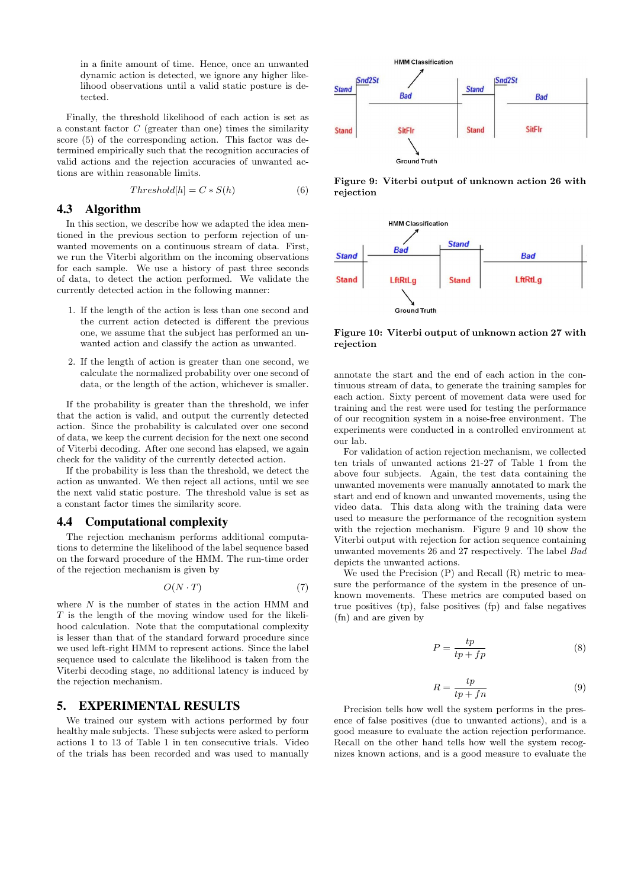in a finite amount of time. Hence, once an unwanted dynamic action is detected, we ignore any higher likelihood observations until a valid static posture is detected.

Finally, the threshold likelihood of each action is set as a constant factor $C$ (greater than one) times the similarity score (5) of the corresponding action. This factor was determined empirically such that the recognition accuracies of valid actions and the rejection accuracies of unwanted actions are within reasonable limits.

$$Threshold[h] = C * S(h) \tag{6}$$

### 4.3 Algorithm

In this section, we describe how we adapted the idea mentioned in the previous section to perform rejection of unwanted movements on a continuous stream of data. First, we run the Viterbi algorithm on the incoming observations for each sample. We use a history of past three seconds of data, to detect the action performed. We validate the currently detected action in the following manner:

1. If the length of the action is less than one second and the current action detected is different the previous one, we assume that the subject has performed an unwanted action and classify the action as unwanted.
2. If the length of action is greater than one second, we calculate the normalized probability over one second of data, or the length of the action, whichever is smaller.

If the probability is greater than the threshold, we infer that the action is valid, and output the currently detected action. Since the probability is calculated over one second of data, we keep the current decision for the next one second of Viterbi decoding. After one second has elapsed, we again check for the validity of the currently detected action.

If the probability is less than the threshold, we detect the action as unwanted. We then reject all actions, until we see the next valid static posture. The threshold value is set as a constant factor times the similarity score.

### 4.4 Computational complexity

The rejection mechanism performs additional computations to determine the likelihood of the label sequence based on the forward procedure of the HMM. The run-time order of the rejection mechanism is given by

$$O(N \cdot T) \tag{7}$$

where $N$ is the number of states in the action HMM and $T$ is the length of the moving window used for the likelihood calculation. Note that the computational complexity is lesser than that of the standard forward procedure since we used left-right HMM to represent actions. Since the label sequence used to calculate the likelihood is taken from the Viterbi decoding stage, no additional latency is induced by the rejection mechanism.

## 5. EXPERIMENTAL RESULTS

We trained our system with actions performed by four healthy male subjects. These subjects were asked to perform actions 1 to 13 of Table 1 in ten consecutive trials. Video of the trials has been recorded and was used to manually annotate the start and the end of each action in the continuous stream of data, to generate the training samples for each action. Sixty percent of movement data were used for training and the rest were used for testing the performance of our recognition system in a noise-free environment. The experiments were conducted in a controlled environment at our lab.

For validation of action rejection mechanism, we collected ten trials of unwanted actions 21-27 of Table 1 from the above four subjects. Again, the test data containing the unwanted movements were manually annotated to mark the start and end of known and unwanted movements, using the video data. This data along with the training data were used to measure the performance of the recognition system with the rejection mechanism. Figure 9 and 10 show the Viterbi output with rejection for action sequence containing unwanted movements 26 and 27 respectively. The label *Bad* depicts the unwanted actions.

| HMM Classification | Stand | Snd2St | Bad | Stand | Snd2St | Bad |
|---|---|---|---|---|---|---|
| Ground Truth | Stand | | SitFlr | Stand | | SitFlr |

**Figure 9: Viterbi output of unknown action 26 with rejection**

| HMM Classification | Stand | Bad | Stand | Bad |
|---|---|---|---|---|
| Ground Truth | Stand | LftRtLg | Stand | LftRtLg |

**Figure 10: Viterbi output of unknown action 27 with rejection**

We used the Precision (P) and Recall (R) metric to measure the performance of the system in the presence of unknown movements. These metrics are computed based on true positives (tp), false positives (fp) and false negatives (fn) and are given by

$$P = \frac{tp}{tp + fp} \tag{8}$$

$$R = \frac{tp}{tp + fn} \tag{9}$$

Precision tells how well the system performs in the presence of false positives (due to unwanted actions), and is a good measure to evaluate the action rejection performance. Recall on the other hand tells how well the system recognizes known actions, and is a good measure to evaluate the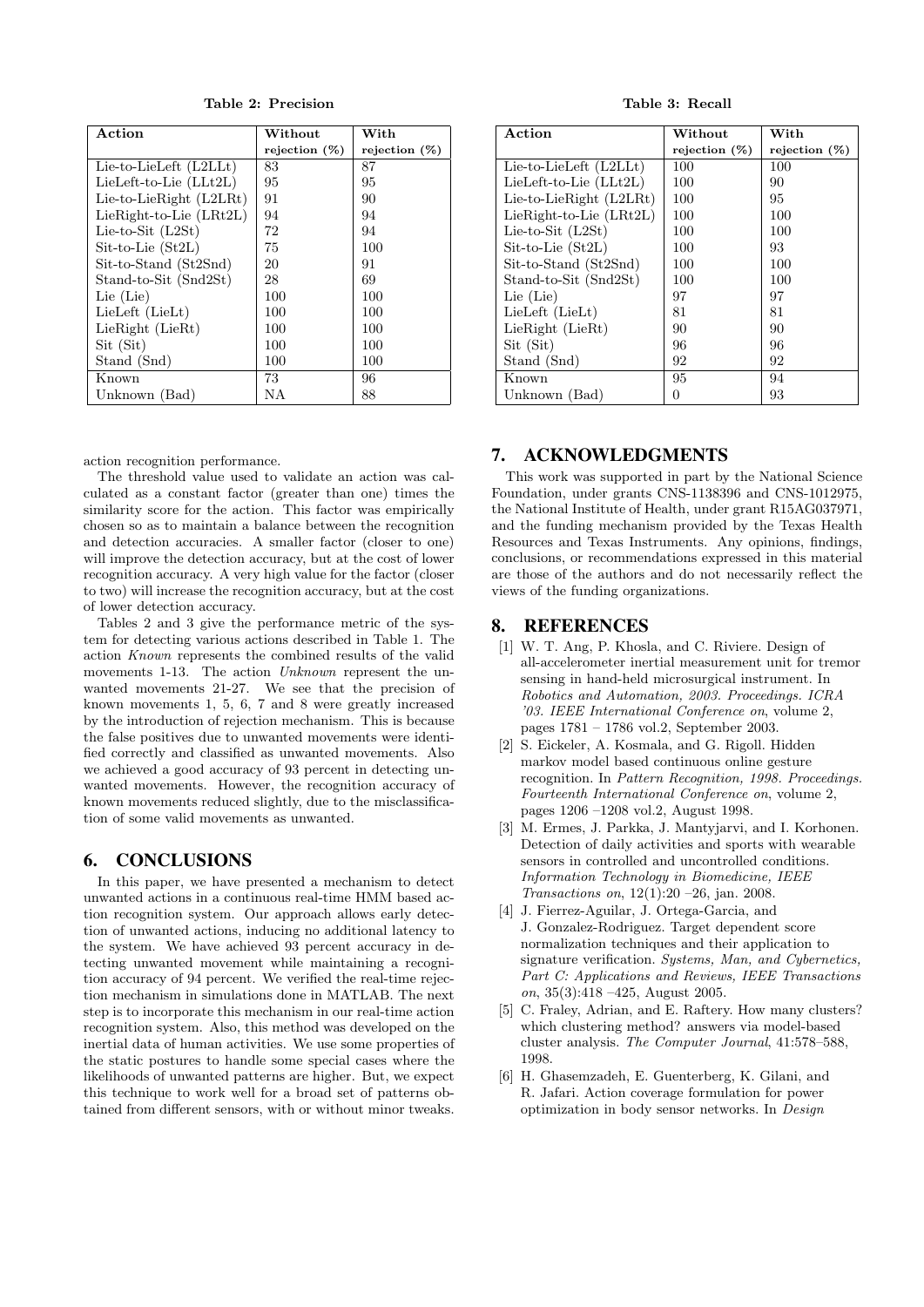Table 2: Precision

| Action | Without rejection (%) | With rejection (%) |
|---|---|---|
| Lie-to-LieLeft (L2LLt) | 83 | 87 |
| LieLeft-to-Lie (LLt2L) | 95 | 95 |
| Lie-to-LieRight (L2LRt) | 91 | 90 |
| LieRight-to-Lie (LRt2L) | 94 | 94 |
| Lie-to-Sit (L2St) | 72 | 94 |
| Sit-to-Lie (St2L) | 75 | 100 |
| Sit-to-Stand (St2Snd) | 20 | 91 |
| Stand-to-Sit (Snd2St) | 28 | 69 |
| Lie (Lie) | 100 | 100 |
| LieLeft (LieLt) | 100 | 100 |
| LieRight (LieRt) | 100 | 100 |
| Sit (Sit) | 100 | 100 |
| Stand (Snd) | 100 | 100 |
| Known | 73 | 96 |
| Unknown (Bad) | NA | 88 |

Table 3: Recall

| Action | Without rejection (%) | With rejection (%) |
|---|---|---|
| Lie-to-LieLeft (L2LLt) | 100 | 100 |
| LieLeft-to-Lie (LLt2L) | 100 | 90 |
| Lie-to-LieRight (L2LRt) | 100 | 95 |
| LieRight-to-Lie (LRt2L) | 100 | 100 |
| Lie-to-Sit (L2St) | 100 | 100 |
| Sit-to-Lie (St2L) | 100 | 93 |
| Sit-to-Stand (St2Snd) | 100 | 100 |
| Stand-to-Sit (Snd2St) | 100 | 100 |
| Lie (Lie) | 97 | 97 |
| LieLeft (LieLt) | 81 | 81 |
| LieRight (LieRt) | 90 | 90 |
| Sit (Sit) | 96 | 96 |
| Stand (Snd) | 92 | 92 |
| Known | 95 | 94 |
| Unknown (Bad) | 0 | 93 |

action recognition performance.

The threshold value used to validate an action was calculated as a constant factor (greater than one) times the similarity score for the action. This factor was empirically chosen so as to maintain a balance between the recognition and detection accuracies. A smaller factor (closer to one) will improve the detection accuracy, but at the cost of lower recognition accuracy. A very high value for the factor (closer to two) will increase the recognition accuracy, but at the cost of lower detection accuracy.

Tables 2 and 3 give the performance metric of the system for detecting various actions described in Table 1. The action *Known* represents the combined results of the valid movements 1-13. The action *Unknown* represent the unwanted movements 21-27. We see that the precision of known movements 1, 5, 6, 7 and 8 were greatly increased by the introduction of rejection mechanism. This is because the false positives due to unwanted movements were identified correctly and classified as unwanted movements. Also we achieved a good accuracy of 93 percent in detecting unwanted movements. However, the recognition accuracy of known movements reduced slightly, due to the misclassification of some valid movements as unwanted.

## 6. CONCLUSIONS

In this paper, we have presented a mechanism to detect unwanted actions in a continuous real-time HMM based action recognition system. Our approach allows early detection of unwanted actions, inducing no additional latency to the system. We have achieved 93 percent accuracy in detecting unwanted movement while maintaining a recognition accuracy of 94 percent. We verified the real-time rejection mechanism in simulations done in MATLAB. The next step is to incorporate this mechanism in our real-time action recognition system. Also, this method was developed on the inertial data of human activities. We use some properties of the static postures to handle some special cases where the likelihoods of unwanted patterns are higher. But, we expect this technique to work well for a broad set of patterns obtained from different sensors, with or without minor tweaks.

## 7. ACKNOWLEDGMENTS

This work was supported in part by the National Science Foundation, under grants CNS-1138396 and CNS-1012975, the National Institute of Health, under grant R15AG037971, and the funding mechanism provided by the Texas Health Resources and Texas Instruments. Any opinions, findings, conclusions, or recommendations expressed in this material are those of the authors and do not necessarily reflect the views of the funding organizations.

## 8. REFERENCES

[1] W. T. Ang, P. Khosla, and C. Riviere. Design of all-accelerometer inertial measurement unit for tremor sensing in hand-held microsurgical instrument. In *Robotics and Automation, 2003. Proceedings. ICRA '03. IEEE International Conference on*, volume 2, pages 1781 – 1786 vol.2, September 2003.

[2] S. Eickeler, A. Kosmala, and G. Rigoll. Hidden markov model based continuous online gesture recognition. In *Pattern Recognition, 1998. Proceedings. Fourteenth International Conference on*, volume 2, pages 1206 –1208 vol.2, August 1998.

[3] M. Ermes, J. Parkka, J. Mantyjarvi, and I. Korhonen. Detection of daily activities and sports with wearable sensors in controlled and uncontrolled conditions. *Information Technology in Biomedicine, IEEE Transactions on*, 12(1):20 –26, jan. 2008.

[4] J. Fierrez-Aguilar, J. Ortega-Garcia, and J. Gonzalez-Rodriguez. Target dependent score normalization techniques and their application to signature verification. *Systems, Man, and Cybernetics, Part C: Applications and Reviews, IEEE Transactions on*, 35(3):418 –425, August 2005.

[5] C. Fraley, Adrian, and E. Raftery. How many clusters? which clustering method? answers via model-based cluster analysis. *The Computer Journal*, 41:578–588, 1998.

[6] H. Ghasemzadeh, E. Guenterberg, K. Gilani, and R. Jafari. Action coverage formulation for power optimization in body sensor networks. In *Design*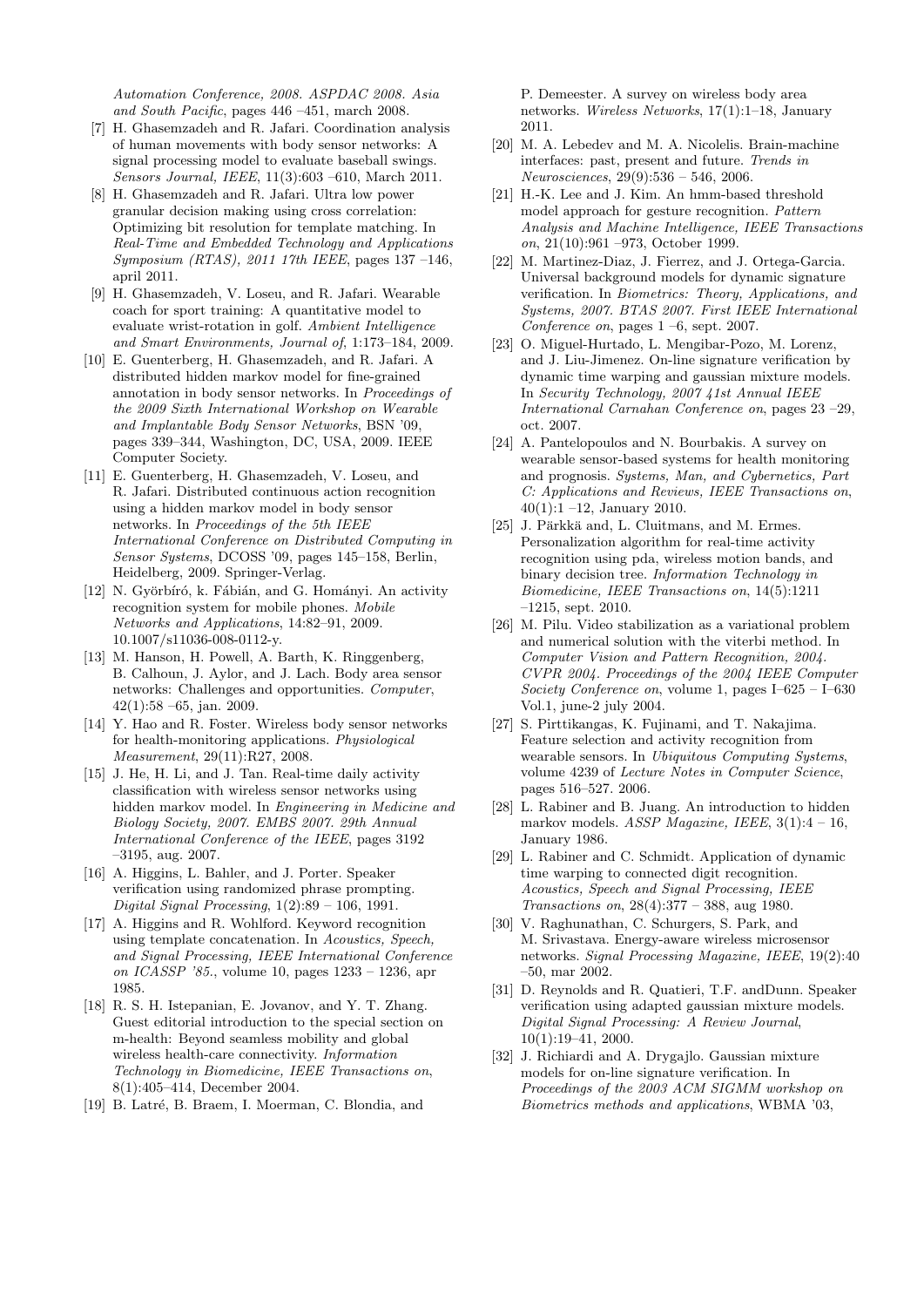*Automation Conference, 2008. ASPDAC 2008. Asia and South Pacific*, pages 446 –451, march 2008.

[7] H. Ghasemzadeh and R. Jafari. Coordination analysis of human movements with body sensor networks: A signal processing model to evaluate baseball swings. *Sensors Journal, IEEE*, 11(3):603 –610, March 2011.

[8] H. Ghasemzadeh and R. Jafari. Ultra low power granular decision making using cross correlation: Optimizing bit resolution for template matching. In *Real-Time and Embedded Technology and Applications Symposium (RTAS), 2011 17th IEEE*, pages 137 –146, april 2011.

[9] H. Ghasemzadeh, V. Loseu, and R. Jafari. Wearable coach for sport training: A quantitative model to evaluate wrist-rotation in golf. *Ambient Intelligence and Smart Environments, Journal of*, 1:173–184, 2009.

[10] E. Guenterberg, H. Ghasemzadeh, and R. Jafari. A distributed hidden markov model for fine-grained annotation in body sensor networks. In *Proceedings of the 2009 Sixth International Workshop on Wearable and Implantable Body Sensor Networks*, BSN '09, pages 339–344, Washington, DC, USA, 2009. IEEE Computer Society.

[11] E. Guenterberg, H. Ghasemzadeh, V. Loseu, and R. Jafari. Distributed continuous action recognition using a hidden markov model in body sensor networks. In *Proceedings of the 5th IEEE International Conference on Distributed Computing in Sensor Systems*, DCOSS '09, pages 145–158, Berlin, Heidelberg, 2009. Springer-Verlag.

[12] N. Györbíró, k. Fábián, and G. Hományi. An activity recognition system for mobile phones. *Mobile Networks and Applications*, 14:82–91, 2009. 10.1007/s11036-008-0112-y.

[13] M. Hanson, H. Powell, A. Barth, K. Ringgenberg, B. Calhoun, J. Aylor, and J. Lach. Body area sensor networks: Challenges and opportunities. *Computer*, 42(1):58 –65, jan. 2009.

[14] Y. Hao and R. Foster. Wireless body sensor networks for health-monitoring applications. *Physiological Measurement*, 29(11):R27, 2008.

[15] J. He, H. Li, and J. Tan. Real-time daily activity classification with wireless sensor networks using hidden markov model. In *Engineering in Medicine and Biology Society, 2007. EMBS 2007. 29th Annual International Conference of the IEEE*, pages 3192 –3195, aug. 2007.

[16] A. Higgins, L. Bahler, and J. Porter. Speaker verification using randomized phrase prompting. *Digital Signal Processing*, 1(2):89 – 106, 1991.

[17] A. Higgins and R. Wohlford. Keyword recognition using template concatenation. In *Acoustics, Speech, and Signal Processing, IEEE International Conference on ICASSP '85.*, volume 10, pages 1233 – 1236, apr 1985.

[18] R. S. H. Istepanian, E. Jovanov, and Y. T. Zhang. Guest editorial introduction to the special section on m-health: Beyond seamless mobility and global wireless health-care connectivity. *Information Technology in Biomedicine, IEEE Transactions on*, 8(1):405–414, December 2004.

[19] B. Latré, B. Braem, I. Moerman, C. Blondia, and P. Demeester. A survey on wireless body area networks. *Wireless Networks*, 17(1):1–18, January 2011.

[20] M. A. Lebedev and M. A. Nicolelis. Brain-machine interfaces: past, present and future. *Trends in Neurosciences*, 29(9):536 – 546, 2006.

[21] H.-K. Lee and J. Kim. An hmm-based threshold model approach for gesture recognition. *Pattern Analysis and Machine Intelligence, IEEE Transactions on*, 21(10):961 –973, October 1999.

[22] M. Martinez-Diaz, J. Fierrez, and J. Ortega-Garcia. Universal background models for dynamic signature verification. In *Biometrics: Theory, Applications, and Systems, 2007. BTAS 2007. First IEEE International Conference on*, pages 1 –6, sept. 2007.

[23] O. Miguel-Hurtado, L. Mengibar-Pozo, M. Lorenz, and J. Liu-Jimenez. On-line signature verification by dynamic time warping and gaussian mixture models. In *Security Technology, 2007 41st Annual IEEE International Carnahan Conference on*, pages 23 –29, oct. 2007.

[24] A. Pantelopoulos and N. Bourbakis. A survey on wearable sensor-based systems for health monitoring and prognosis. *Systems, Man, and Cybernetics, Part C: Applications and Reviews, IEEE Transactions on*, 40(1):1 –12, January 2010.

[25] J. Pärkkä and, L. Cluitmans, and M. Ermes. Personalization algorithm for real-time activity recognition using pda, wireless motion bands, and binary decision tree. *Information Technology in Biomedicine, IEEE Transactions on*, 14(5):1211 –1215, sept. 2010.

[26] M. Pilu. Video stabilization as a variational problem and numerical solution with the viterbi method. In *Computer Vision and Pattern Recognition, 2004. CVPR 2004. Proceedings of the 2004 IEEE Computer Society Conference on*, volume 1, pages I–625 – I–630 Vol.1, june-2 july 2004.

[27] S. Pirttikangas, K. Fujinami, and T. Nakajima. Feature selection and activity recognition from wearable sensors. In *Ubiquitous Computing Systems*, volume 4239 of *Lecture Notes in Computer Science*, pages 516–527. 2006.

[28] L. Rabiner and B. Juang. An introduction to hidden markov models. *ASSP Magazine, IEEE*, 3(1):4 – 16, January 1986.

[29] L. Rabiner and C. Schmidt. Application of dynamic time warping to connected digit recognition. *Acoustics, Speech and Signal Processing, IEEE Transactions on*, 28(4):377 – 388, aug 1980.

[30] V. Raghunathan, C. Schurgers, S. Park, and M. Srivastava. Energy-aware wireless microsensor networks. *Signal Processing Magazine, IEEE*, 19(2):40 –50, mar 2002.

[31] D. Reynolds and R. Quatieri, T.F. andDunn. Speaker verification using adapted gaussian mixture models. *Digital Signal Processing: A Review Journal*, 10(1):19–41, 2000.

[32] J. Richiardi and A. Drygajlo. Gaussian mixture models for on-line signature verification. In *Proceedings of the 2003 ACM SIGMM workshop on Biometrics methods and applications*, WBMA '03,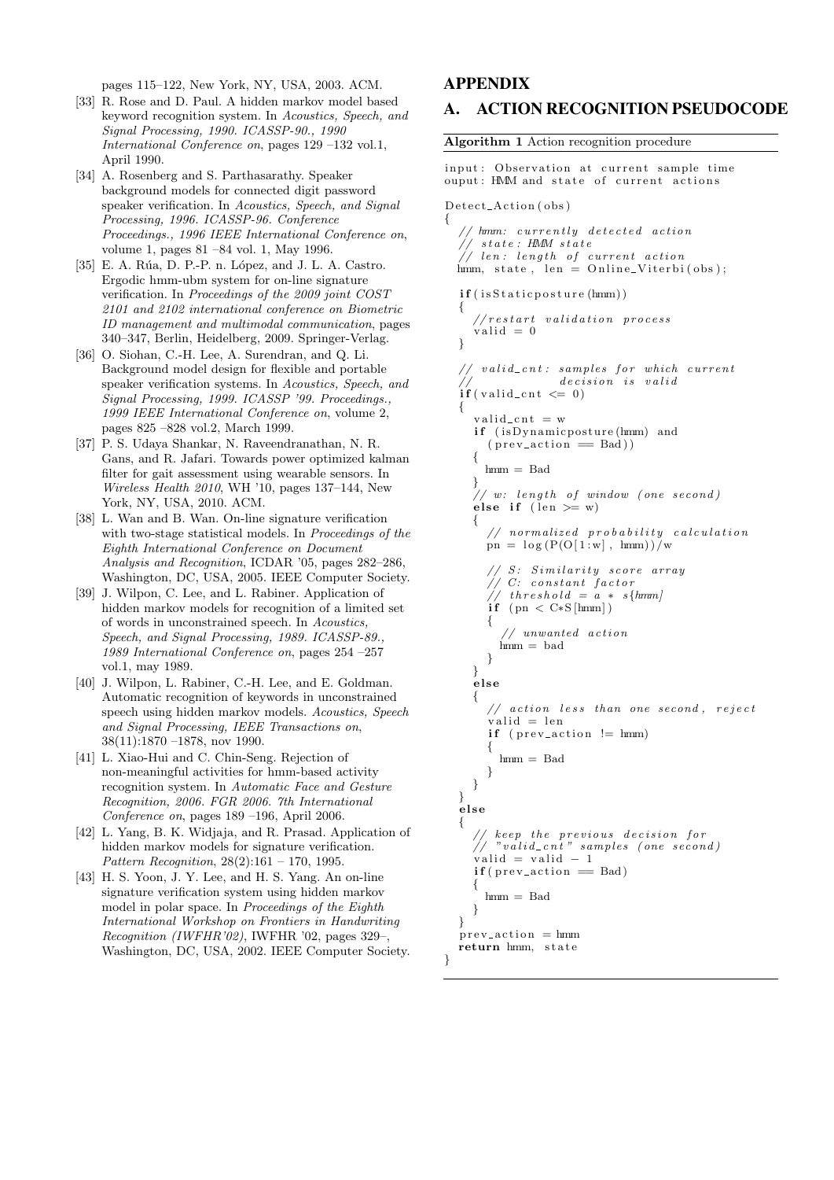pages 115–122, New York, NY, USA, 2003. ACM.

[33] R. Rose and D. Paul. A hidden markov model based keyword recognition system. In *Acoustics, Speech, and Signal Processing, 1990. ICASSP-90., 1990 International Conference on*, pages 129 –132 vol.1, April 1990.

[34] A. Rosenberg and S. Parthasarathy. Speaker background models for connected digit password speaker verification. In *Acoustics, Speech, and Signal Processing, 1996. ICASSP-96. Conference Proceedings., 1996 IEEE International Conference on*, volume 1, pages 81 –84 vol. 1, May 1996.

[35] E. A. Rúa, D. P.-P. n. López, and J. L. A. Castro. Ergodic hmm-ubm system for on-line signature verification. In *Proceedings of the 2009 joint COST 2101 and 2102 international conference on Biometric ID management and multimodal communication*, pages 340–347, Berlin, Heidelberg, 2009. Springer-Verlag.

[36] O. Siohan, C.-H. Lee, A. Surendran, and Q. Li. Background model design for flexible and portable speaker verification systems. In *Acoustics, Speech, and Signal Processing, 1999. ICASSP '99. Proceedings., 1999 IEEE International Conference on*, volume 2, pages 825 –828 vol.2, March 1999.

[37] P. S. Udaya Shankar, N. Raveendranathan, N. R. Gans, and R. Jafari. Towards power optimized kalman filter for gait assessment using wearable sensors. In *Wireless Health 2010*, WH '10, pages 137–144, New York, NY, USA, 2010. ACM.

[38] L. Wan and B. Wan. On-line signature verification with two-stage statistical models. In *Proceedings of the Eighth International Conference on Document Analysis and Recognition*, ICDAR '05, pages 282–286, Washington, DC, USA, 2005. IEEE Computer Society.

[39] J. Wilpon, C. Lee, and L. Rabiner. Application of hidden markov models for recognition of a limited set of words in unconstrained speech. In *Acoustics, Speech, and Signal Processing, 1989. ICASSP-89., 1989 International Conference on*, pages 254 –257 vol.1, may 1989.

[40] J. Wilpon, L. Rabiner, C.-H. Lee, and E. Goldman. Automatic recognition of keywords in unconstrained speech using hidden markov models. *Acoustics, Speech and Signal Processing, IEEE Transactions on*, 38(11):1870 –1878, nov 1990.

[41] L. Xiao-Hui and C. Chin-Seng. Rejection of non-meaningful activities for hmm-based activity recognition system. In *Automatic Face and Gesture Recognition, 2006. FGR 2006. 7th International Conference on*, pages 189 –196, April 2006.

[42] L. Yang, B. K. Widjaja, and R. Prasad. Application of hidden markov models for signature verification. *Pattern Recognition*, 28(2):161 – 170, 1995.

[43] H. S. Yoon, J. Y. Lee, and H. S. Yang. An on-line signature verification system using hidden markov model in polar space. In *Proceedings of the Eighth International Workshop on Frontiers in Handwriting Recognition (IWFHR'02)*, IWFHR '02, pages 329–, Washington, DC, USA, 2002. IEEE Computer Society.

# APPENDIX

## A. ACTION RECOGNITION PSEUDOCODE

**Algorithm 1** Action recognition procedure

```
input: Observation at current sample time
ouput: HMM and state of current actions

Detect_Action(obs)
{
  // hmm: currently detected action
  // state: HMM state
  // len: length of current action
  hmm, state, len = Online_Viterbi(obs);

  if(isStaticposture(hmm))
  {
    //restart validation process
    valid = 0
  }

  // valid_cnt: samples for which current
  //            decision is valid
  if(valid_cnt <= 0)
  {
    valid_cnt = w
    if (isDynamicposture(hmm) and
      (prev_action == Bad))
    {
      hmm = Bad
    }
    // w: length of window (one second)
    else if (len >= w)
    {
      // normalized probability calculation
      pn = log(P(O[1:w], hmm))/w

      // S: Similarity score array
      // C: constant factor
      // threshold = a * s{hmm}
      if (pn < C*S[hmm])
      {
        // unwanted action
        hmm = bad
      }
    }
    else
    {
      // action less than one second, reject
      valid = len
      if (prev_action != hmm)
      {
        hmm = Bad
      }
    }
  }
  else
  {
    // keep the previous decision for
    // "valid_cnt" samples (one second)
    valid = valid - 1
    if(prev_action == Bad)
    {
      hmm = Bad
    }
  }
  prev_action = hmm
  return hmm, state
}
```